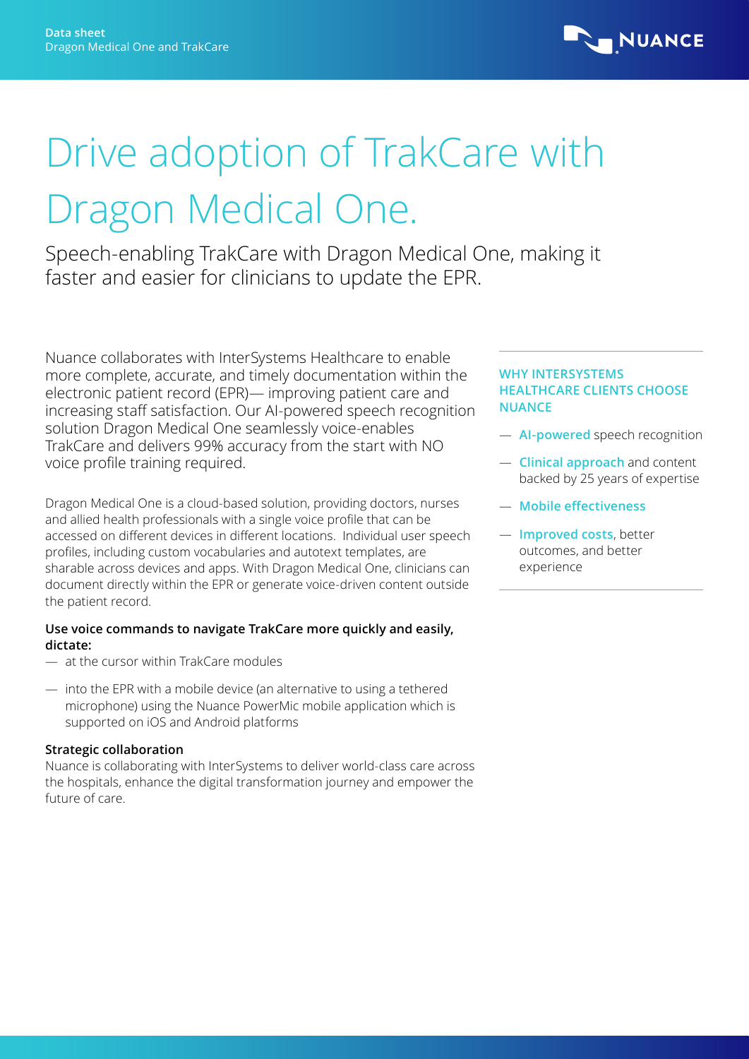# Drive adoption of TrakCare with Dragon Medical One.

Speech-enabling TrakCare with Dragon Medical One, making it faster and easier for clinicians to update the EPR.

Nuance collaborates with InterSystems Healthcare to enable more complete, accurate, and timely documentation within the electronic patient record (EPR)— improving patient care and increasing staff satisfaction. Our AI-powered speech recognition solution Dragon Medical One seamlessly voice-enables TrakCare and delivers 99% accuracy from the start with NO voice profile training required.

Dragon Medical One is a cloud-based solution, providing doctors, nurses and allied health professionals with a single voice profile that can be accessed on different devices in different locations. Individual user speech profiles, including custom vocabularies and autotext templates, are sharable across devices and apps. With Dragon Medical One, clinicians can document directly within the EPR or generate voice-driven content outside the patient record.

**Use voice commands to navigate TrakCare more quickly and easily, dictate:**

- at the cursor within TrakCare modules
- into the EPR with a mobile device (an alternative to using a tethered microphone) using the Nuance PowerMic mobile application which is supported on iOS and Android platforms

**Strategic collaboration**

Nuance is collaborating with InterSystems to deliver world-class care across the hospitals, enhance the digital transformation journey and empower the future of care.

### WHY INTERSYSTEMS HEALTHCARE CLIENTS CHOOSE NUANCE

- **AI-powered** speech recognition
- **Clinical approach** and content backed by 25 years of expertise
- **Mobile effectiveness**
- **Improved costs**, better outcomes, and better experience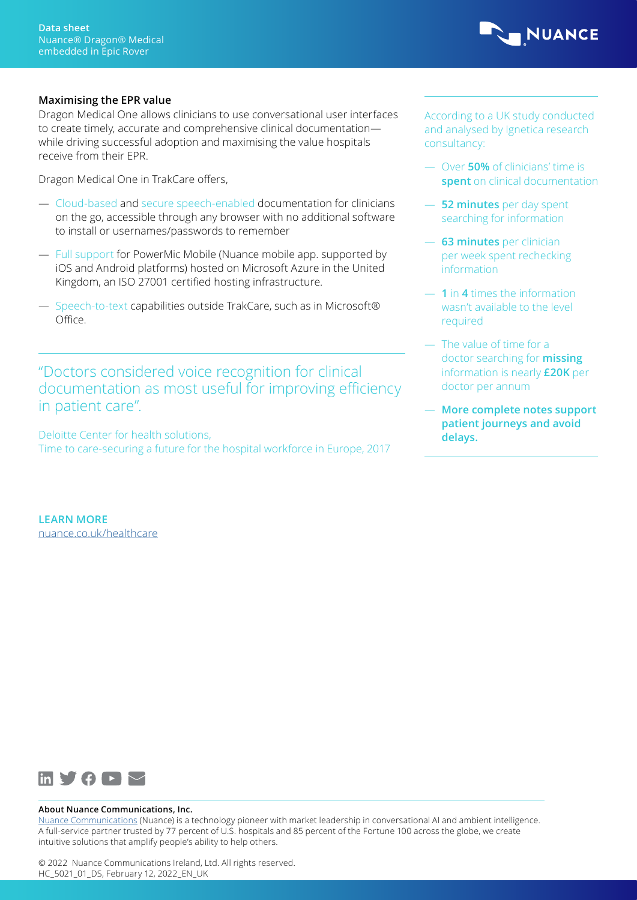## Maximising the EPR value

Dragon Medical One allows clinicians to use conversational user interfaces to create timely, accurate and comprehensive clinical documentation—while driving successful adoption and maximising the value hospitals receive from their EPR.

Dragon Medical One in TrakCare offers,

- Cloud-based and secure speech-enabled documentation for clinicians on the go, accessible through any browser with no additional software to install or usernames/passwords to remember
- Full support for PowerMic Mobile (Nuance mobile app. supported by iOS and Android platforms) hosted on Microsoft Azure in the United Kingdom, an ISO 27001 certified hosting infrastructure.
- Speech-to-text capabilities outside TrakCare, such as in Microsoft® Office.

"Doctors considered voice recognition for clinical documentation as most useful for improving efficiency in patient care".

Deloitte Center for health solutions,
Time to care-securing a future for the hospital workforce in Europe, 2017

According to a UK study conducted and analysed by Ignetica research consultancy:

- Over **50%** of clinicians' time is **spent** on clinical documentation
- **52 minutes** per day spent searching for information
- **63 minutes** per clinician per week spent rechecking information
- **1** in **4** times the information wasn't available to the level required
- The value of time for a doctor searching for **missing** information is nearly **£20K** per doctor per annum
- **More complete notes support patient journeys and avoid delays.**

**LEARN MORE**
nuance.co.uk/healthcare

**About Nuance Communications, Inc.**
Nuance Communications (Nuance) is a technology pioneer with market leadership in conversational AI and ambient intelligence. A full-service partner trusted by 77 percent of U.S. hospitals and 85 percent of the Fortune 100 across the globe, we create intuitive solutions that amplify people's ability to help others.

© 2022 Nuance Communications Ireland, Ltd. All rights reserved.
HC_5021_01_DS, February 12, 2022_EN_UK